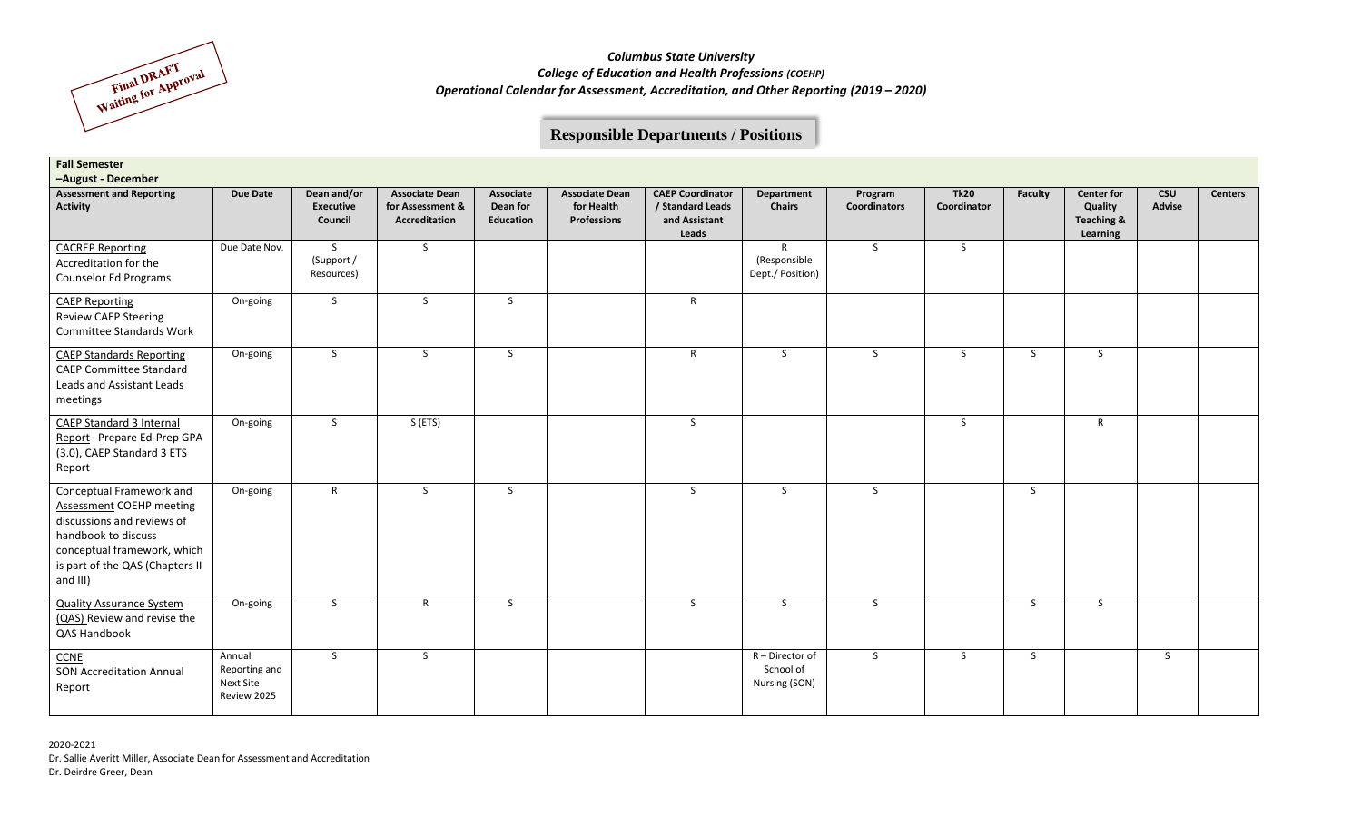Final DRAFT Waiting for Approval

*Columbus State University*
*College of Education and Health Professions (COEHP)*
*Operational Calendar for Assessment, Accreditation, and Other Reporting (2019 – 2020)*

## Responsible Departments / Positions

**Fall Semester –August - December**

| Assessment and Reporting Activity | Due Date | Dean and/or Executive Council | Associate Dean for Assessment & Accreditation | Associate Dean for Education | Associate Dean for Health Professions | CAEP Coordinator / Standard Leads and Assistant Leads | Department Chairs | Program Coordinators | Tk20 Coordinator | Faculty | Center for Quality Teaching & Learning | CSU Advise | Centers |
|---|---|---|---|---|---|---|---|---|---|---|---|---|---|
| CACREP Reporting Accreditation for the Counselor Ed Programs | Due Date Nov. | S (Support / Resources) | S | | | | R (Responsible Dept./ Position) | S | S | | | | |
| CAEP Reporting Review CAEP Steering Committee Standards Work | On-going | S | S | S | | R | | | | | | | |
| CAEP Standards Reporting CAEP Committee Standard Leads and Assistant Leads meetings | On-going | S | S | S | | R | S | S | S | S | S | | |
| CAEP Standard 3 Internal Report Prepare Ed-Prep GPA (3.0), CAEP Standard 3 ETS Report | On-going | S | S (ETS) | | | S | | | S | | R | | |
| Conceptual Framework and Assessment COEHP meeting discussions and reviews of handbook to discuss conceptual framework, which is part of the QAS (Chapters II and III) | On-going | R | S | S | | S | S | S | | S | | | |
| Quality Assurance System (QAS) Review and revise the QAS Handbook | On-going | S | R | S | | S | S | S | | S | S | | |
| CCNE SON Accreditation Annual Report | Annual Reporting and Next Site Review 2025 | S | S | | | | R – Director of School of Nursing (SON) | S | S | S | | S | |

2020-2021
Dr. Sallie Averitt Miller, Associate Dean for Assessment and Accreditation
Dr. Deirdre Greer, Dean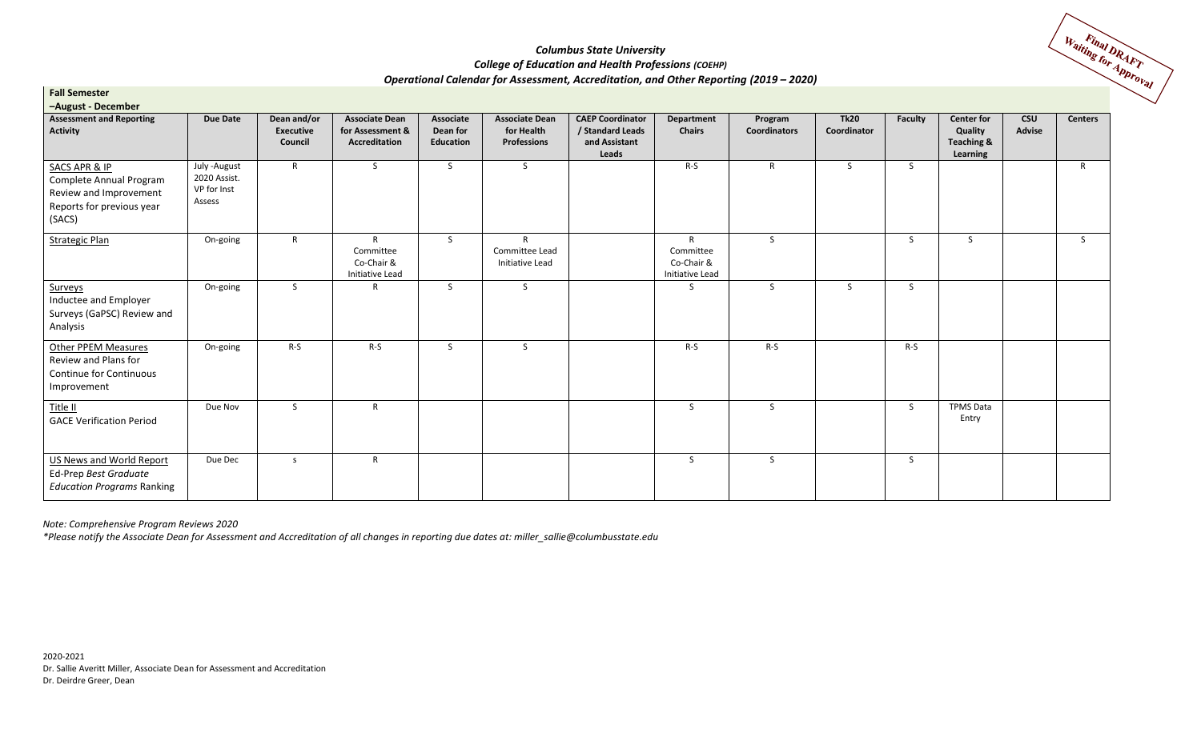***Columbus State University***
***College of Education and Health Professions (COEHP)***
***Operational Calendar for Assessment, Accreditation, and Other Reporting (2019 – 2020)***

Final DRAFT Waiting for Approval

**Fall Semester**
**–August - December**

| Assessment and Reporting Activity | Due Date | Dean and/or Executive Council | Associate Dean for Assessment & Accreditation | Associate Dean for Education | Associate Dean for Health Professions | CAEP Coordinator / Standard Leads and Assistant Leads | Department Chairs | Program Coordinators | Tk20 Coordinator | Faculty | Center for Quality Teaching & Learning | CSU Advise | Centers |
|---|---|---|---|---|---|---|---|---|---|---|---|---|---|
| SACS APR & IP Complete Annual Program Review and Improvement Reports for previous year (SACS) | July -August 2020 Assist. VP for Inst Assess | R | S | S | S | | R-S | R | S | S | | | R |
| Strategic Plan | On-going | R | R Committee Co-Chair & Initiative Lead | S | R Committee Lead Initiative Lead | | R Committee Co-Chair & Initiative Lead | S | | S | S | | S |
| Surveys Inductee and Employer Surveys (GaPSC) Review and Analysis | On-going | S | R | S | S | | S | S | S | S | | | |
| Other PPEM Measures Review and Plans for Continue for Continuous Improvement | On-going | R-S | R-S | S | S | | R-S | R-S | | R-S | | | |
| Title II GACE Verification Period | Due Nov | S | R | | | | S | S | | S | TPMS Data Entry | | |
| US News and World Report Ed-Prep *Best Graduate Education Programs* Ranking | Due Dec | s | R | | | | S | S | | S | | | |

*Note: Comprehensive Program Reviews 2020*
*\*Please notify the Associate Dean for Assessment and Accreditation of all changes in reporting due dates at: miller_sallie@columbusstate.edu*

2020-2021
Dr. Sallie Averitt Miller, Associate Dean for Assessment and Accreditation
Dr. Deirdre Greer, Dean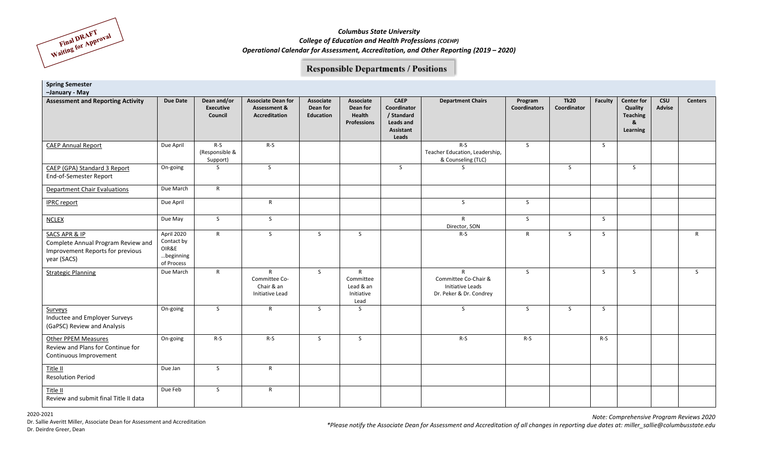Final DRAFT Waiting for Approval

***Columbus State University***

***College of Education and Health Professions (COEHP)***

***Operational Calendar for Assessment, Accreditation, and Other Reporting (2019 – 2020)***

**Responsible Departments / Positions**

**Spring Semester**

**–January - May**

| Assessment and Reporting Activity | Due Date | Dean and/or Executive Council | Associate Dean for Assessment & Accreditation | Associate Dean for Education | Associate Dean for Health Professions | CAEP Coordinator / Standard Leads and Assistant Leads | Department Chairs | Program Coordinators | Tk20 Coordinator | Faculty | Center for Quality Teaching & Learning | CSU Advise | Centers |
|---|---|---|---|---|---|---|---|---|---|---|---|---|---|
| CAEP Annual Report | Due April | R-S (Responsible & Support) | R-S | | | | R-S Teacher Education, Leadership, & Counseling (TLC) | S | | S | | | |
| CAEP (GPA) Standard 3 Report End-of-Semester Report | On-going | S | S | | | S | S | | S | | S | | |
| Department Chair Evaluations | Due March | R | | | | | | | | | | | |
| IPRC report | Due April | | R | | | | S | S | | | | | |
| NCLEX | Due May | S | S | | | | R Director, SON | S | | S | | | |
| SACS APR & IP Complete Annual Program Review and Improvement Reports for previous year (SACS) | April 2020 Contact by OIR&E …beginning of Process | R | S | S | S | | R-S | R | S | S | | | R |
| Strategic Planning | Due March | R | R Committee Co-Chair & an Initiative Lead | S | R Committee Lead & an Initiative Lead | | R Committee Co-Chair & Initiative Leads Dr. Peker & Dr. Condrey | S | | S | S | | S |
| Surveys Inductee and Employer Surveys (GaPSC) Review and Analysis | On-going | S | R | S | S | | S | S | S | S | | | |
| Other PPEM Measures Review and Plans for Continue for Continuous Improvement | On-going | R-S | R-S | S | S | | R-S | R-S | | R-S | | | |
| Title II Resolution Period | Due Jan | S | R | | | | | | | | | | |
| Title II Review and submit final Title II data | Due Feb | S | R | | | | | | | | | | |

2020-2021

Dr. Sallie Averitt Miller, Associate Dean for Assessment and Accreditation

Dr. Deirdre Greer, Dean

*Note: Comprehensive Program Reviews 2020*

*\*Please notify the Associate Dean for Assessment and Accreditation of all changes in reporting due dates at: miller_sallie@columbusstate.edu*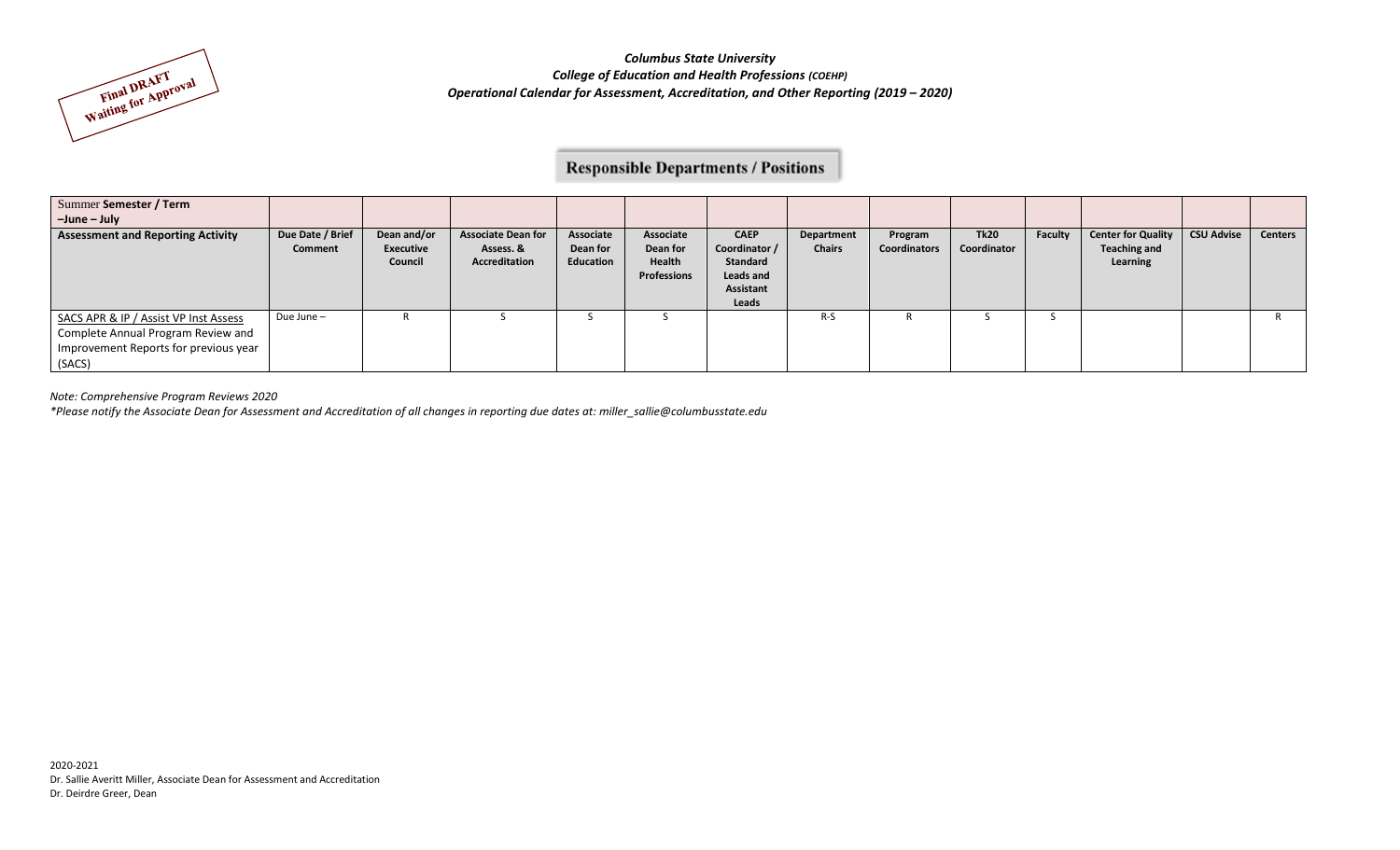Final DRAFT
Waiting for Approval

*Columbus State University*
*College of Education and Health Professions (COEHP)*
*Operational Calendar for Assessment, Accreditation, and Other Reporting (2019 – 2020)*

## Responsible Departments / Positions

| Summer **Semester / Term** **–June – July** | | | | | | | | | | | | | |
|---|---|---|---|---|---|---|---|---|---|---|---|---|---|
| **Assessment and Reporting Activity** | **Due Date / Brief Comment** | **Dean and/or Executive Council** | **Associate Dean for Assess. & Accreditation** | **Associate Dean for Education** | **Associate Dean for Health Professions** | **CAEP Coordinator / Standard Leads and Assistant Leads** | **Department Chairs** | **Program Coordinators** | **Tk20 Coordinator** | **Faculty** | **Center for Quality Teaching and Learning** | **CSU Advise** | **Centers** |
| SACS APR & IP / Assist VP Inst Assess Complete Annual Program Review and Improvement Reports for previous year (SACS) | Due June – | R | S | S | S | | R-S | R | S | S | | | R |

*Note: Comprehensive Program Reviews 2020*
*\*Please notify the Associate Dean for Assessment and Accreditation of all changes in reporting due dates at: miller_sallie@columbusstate.edu*

2020-2021
Dr. Sallie Averitt Miller, Associate Dean for Assessment and Accreditation
Dr. Deirdre Greer, Dean